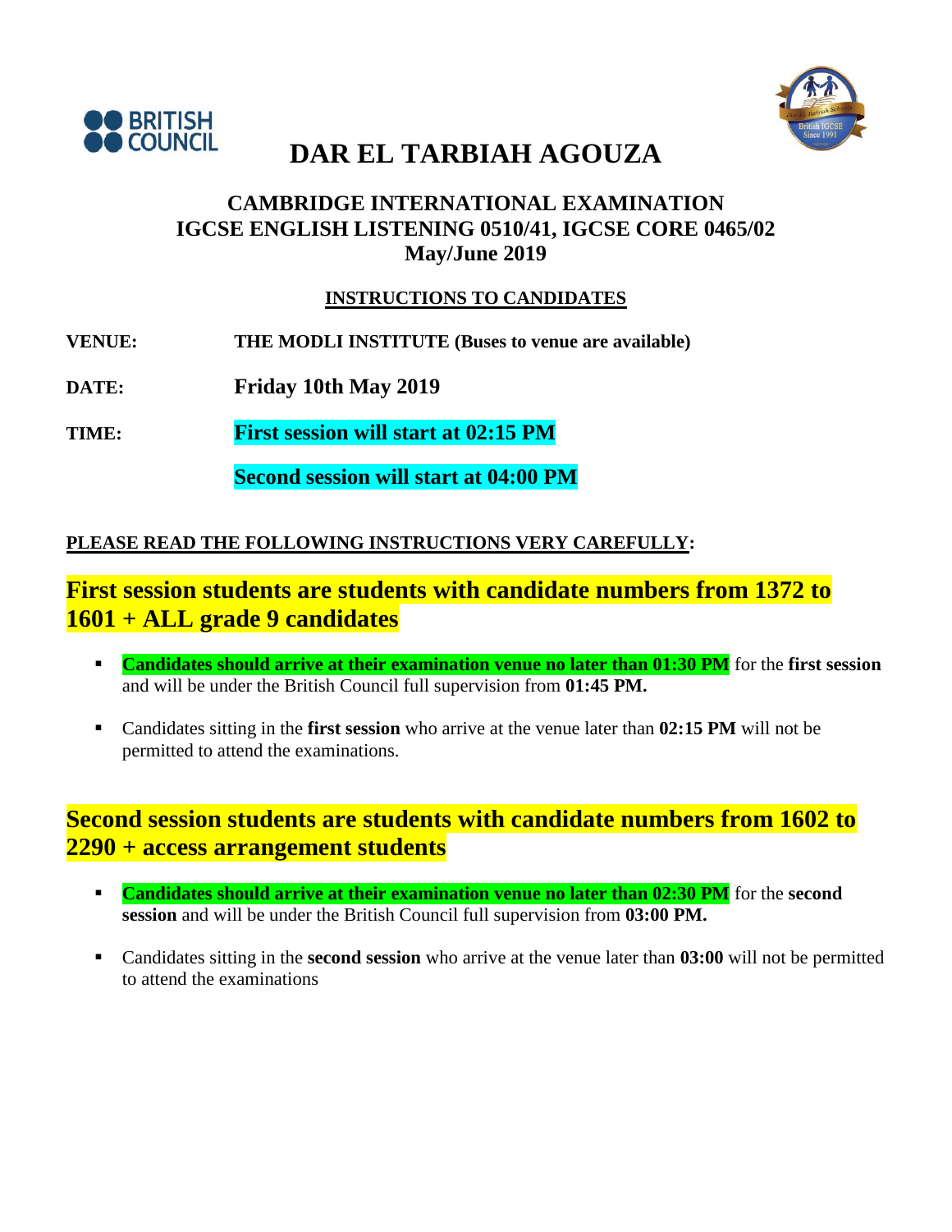BRITISH COUNCIL

# DAR EL TARBIAH AGOUZA

## CAMBRIDGE INTERNATIONAL EXAMINATION
## IGCSE ENGLISH LISTENING 0510/41, IGCSE CORE 0465/02
## May/June 2019

**INSTRUCTIONS TO CANDIDATES**

**VENUE:** **THE MODLI INSTITUTE (Buses to venue are available)**

**DATE:** **Friday 10th May 2019**

**TIME:** **First session will start at 02:15 PM**

**Second session will start at 04:00 PM**

**PLEASE READ THE FOLLOWING INSTRUCTIONS VERY CAREFULLY:**

## First session students are students with candidate numbers from 1372 to 1601 + ALL grade 9 candidates

- **Candidates should arrive at their examination venue no later than 01:30 PM** for the **first session** and will be under the British Council full supervision from **01:45 PM.**
- Candidates sitting in the **first session** who arrive at the venue later than **02:15 PM** will not be permitted to attend the examinations.

## Second session students are students with candidate numbers from 1602 to 2290 + access arrangement students

- **Candidates should arrive at their examination venue no later than 02:30 PM** for the **second session** and will be under the British Council full supervision from **03:00 PM.**
- Candidates sitting in the **second session** who arrive at the venue later than **03:00** will not be permitted to attend the examinations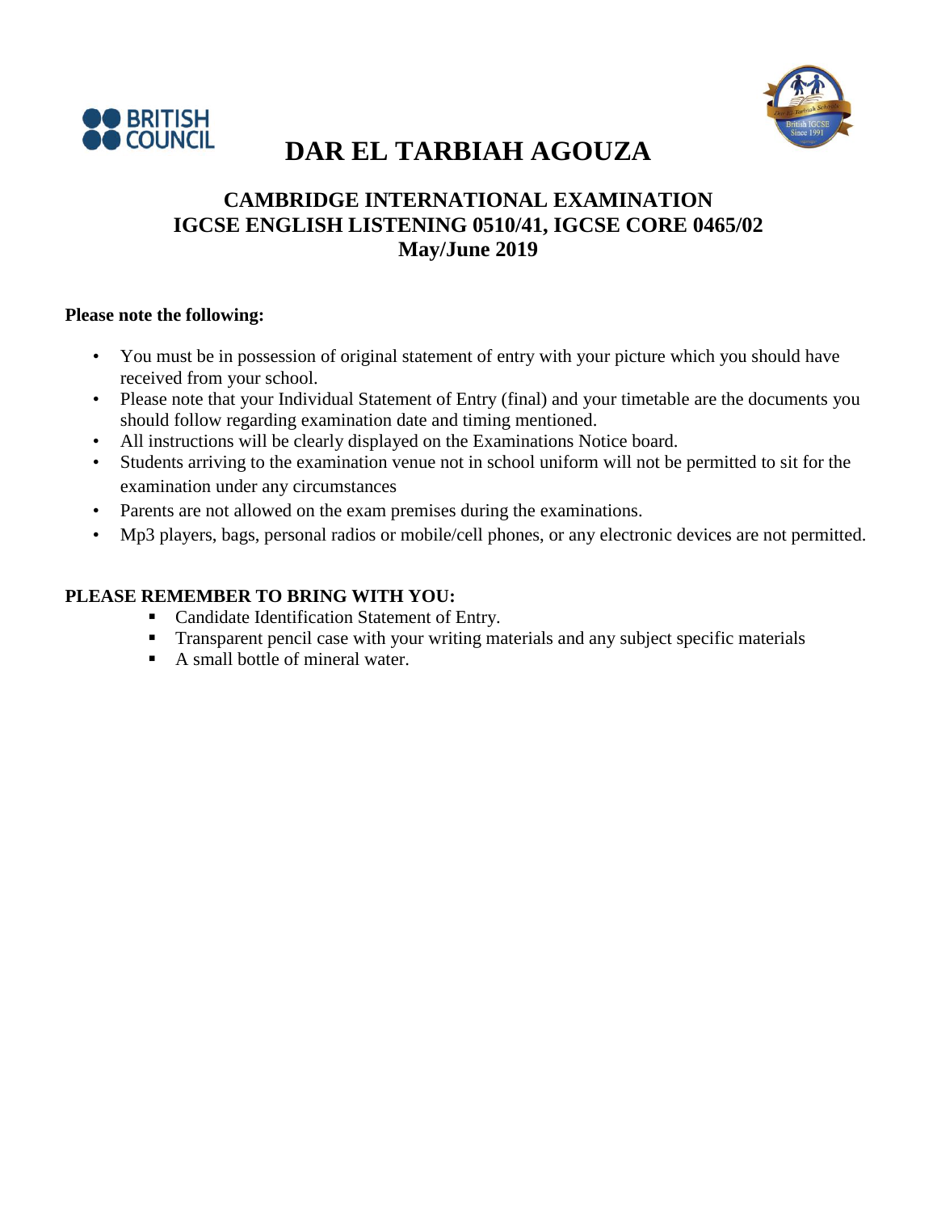BRITISH COUNCIL

# DAR EL TARBIAH AGOUZA

## CAMBRIDGE INTERNATIONAL EXAMINATION
## IGCSE ENGLISH LISTENING 0510/41, IGCSE CORE 0465/02
## May/June 2019

**Please note the following:**

- You must be in possession of original statement of entry with your picture which you should have received from your school.
- Please note that your Individual Statement of Entry (final) and your timetable are the documents you should follow regarding examination date and timing mentioned.
- All instructions will be clearly displayed on the Examinations Notice board.
- Students arriving to the examination venue not in school uniform will not be permitted to sit for the examination under any circumstances
- Parents are not allowed on the exam premises during the examinations.
- Mp3 players, bags, personal radios or mobile/cell phones, or any electronic devices are not permitted.

**PLEASE REMEMBER TO BRING WITH YOU:**

- Candidate Identification Statement of Entry.
- Transparent pencil case with your writing materials and any subject specific materials
- A small bottle of mineral water.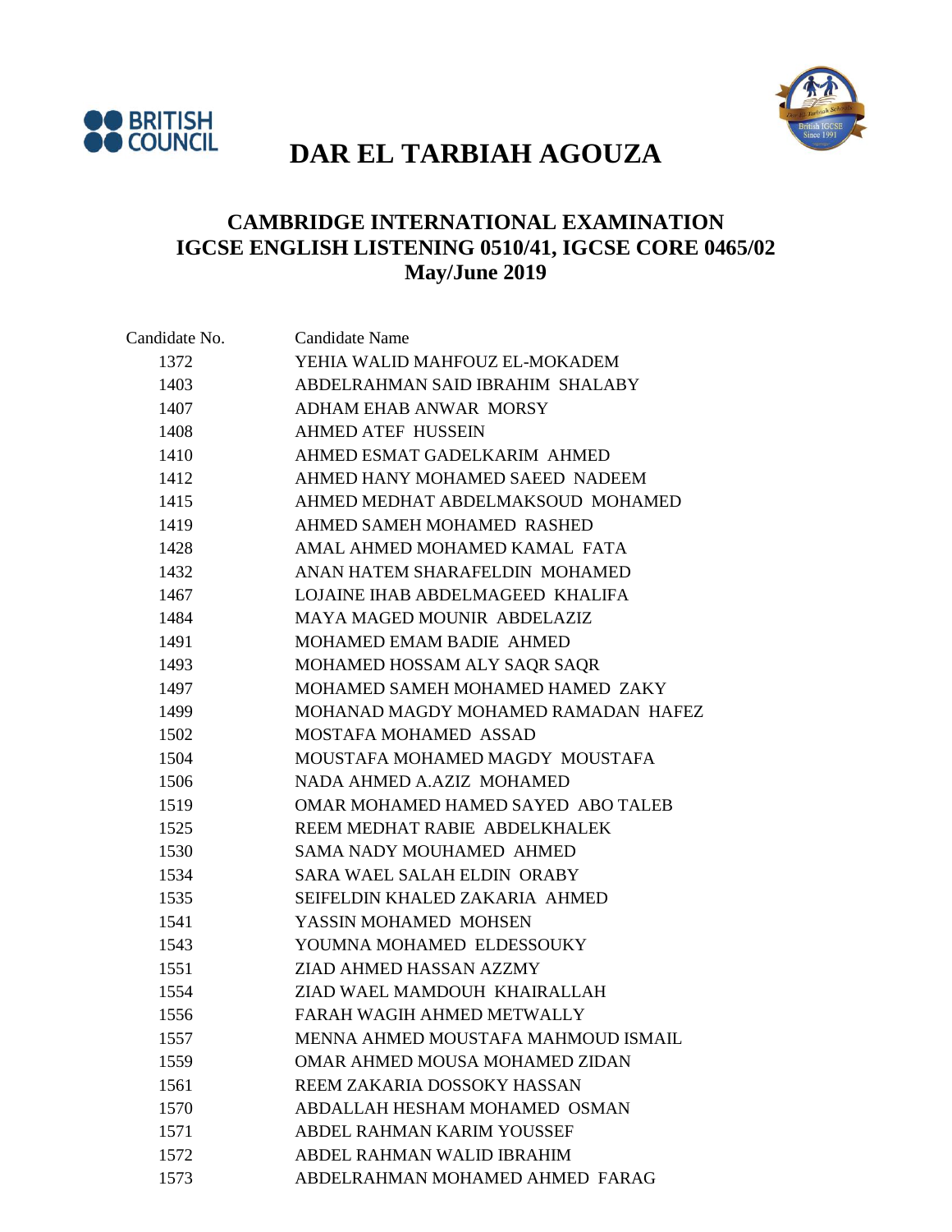# DAR EL TARBIAH AGOUZA

## CAMBRIDGE INTERNATIONAL EXAMINATION
## IGCSE ENGLISH LISTENING 0510/41, IGCSE CORE 0465/02
## May/June 2019

| Candidate No. | Candidate Name |
|---|---|
| 1372 | YEHIA WALID MAHFOUZ EL-MOKADEM |
| 1403 | ABDELRAHMAN SAID IBRAHIM SHALABY |
| 1407 | ADHAM EHAB ANWAR MORSY |
| 1408 | AHMED ATEF HUSSEIN |
| 1410 | AHMED ESMAT GADELKARIM AHMED |
| 1412 | AHMED HANY MOHAMED SAEED NADEEM |
| 1415 | AHMED MEDHAT ABDELMAKSOUD MOHAMED |
| 1419 | AHMED SAMEH MOHAMED RASHED |
| 1428 | AMAL AHMED MOHAMED KAMAL FATA |
| 1432 | ANAN HATEM SHARAFELDIN MOHAMED |
| 1467 | LOJAINE IHAB ABDELMAGEED KHALIFA |
| 1484 | MAYA MAGED MOUNIR ABDELAZIZ |
| 1491 | MOHAMED EMAM BADIE AHMED |
| 1493 | MOHAMED HOSSAM ALY SAQR SAQR |
| 1497 | MOHAMED SAMEH MOHAMED HAMED ZAKY |
| 1499 | MOHANAD MAGDY MOHAMED RAMADAN HAFEZ |
| 1502 | MOSTAFA MOHAMED ASSAD |
| 1504 | MOUSTAFA MOHAMED MAGDY MOUSTAFA |
| 1506 | NADA AHMED A.AZIZ MOHAMED |
| 1519 | OMAR MOHAMED HAMED SAYED ABO TALEB |
| 1525 | REEM MEDHAT RABIE ABDELKHALEK |
| 1530 | SAMA NADY MOUHAMED AHMED |
| 1534 | SARA WAEL SALAH ELDIN ORABY |
| 1535 | SEIFELDIN KHALED ZAKARIA AHMED |
| 1541 | YASSIN MOHAMED MOHSEN |
| 1543 | YOUMNA MOHAMED ELDESSOUKY |
| 1551 | ZIAD AHMED HASSAN AZZMY |
| 1554 | ZIAD WAEL MAMDOUH KHAIRALLAH |
| 1556 | FARAH WAGIH AHMED METWALLY |
| 1557 | MENNA AHMED MOUSTAFA MAHMOUD ISMAIL |
| 1559 | OMAR AHMED MOUSA MOHAMED ZIDAN |
| 1561 | REEM ZAKARIA DOSSOKY HASSAN |
| 1570 | ABDALLAH HESHAM MOHAMED OSMAN |
| 1571 | ABDEL RAHMAN KARIM YOUSSEF |
| 1572 | ABDEL RAHMAN WALID IBRAHIM |
| 1573 | ABDELRAHMAN MOHAMED AHMED FARAG |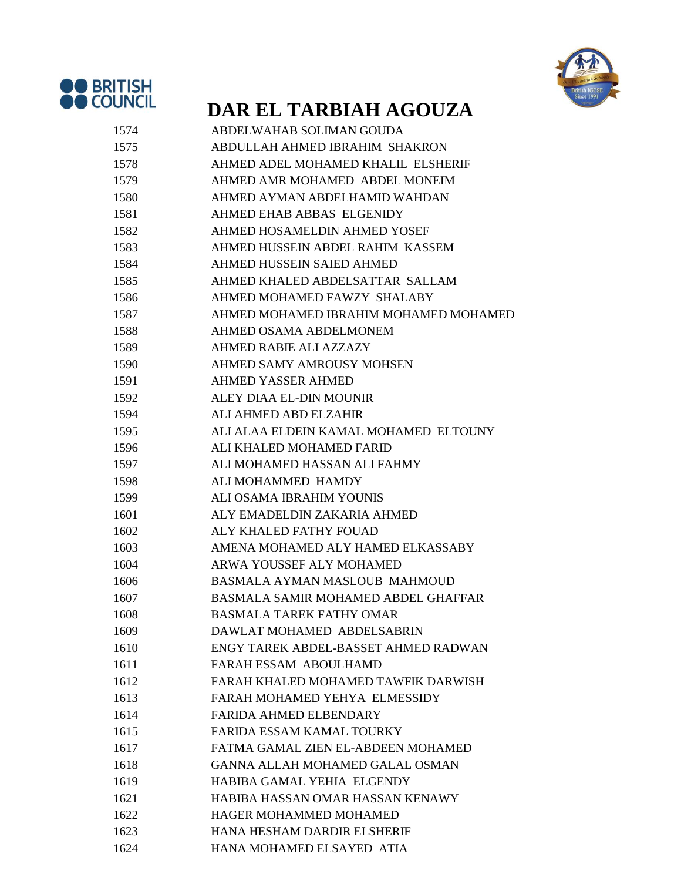# DAR EL TARBIAH AGOUZA

| | |
|---|---|
| 1574 | ABDELWAHAB SOLIMAN GOUDA |
| 1575 | ABDULLAH AHMED IBRAHIM SHAKRON |
| 1578 | AHMED ADEL MOHAMED KHALIL ELSHERIF |
| 1579 | AHMED AMR MOHAMED ABDEL MONEIM |
| 1580 | AHMED AYMAN ABDELHAMID WAHDAN |
| 1581 | AHMED EHAB ABBAS ELGENIDY |
| 1582 | AHMED HOSAMELDIN AHMED YOSEF |
| 1583 | AHMED HUSSEIN ABDEL RAHIM KASSEM |
| 1584 | AHMED HUSSEIN SAIED AHMED |
| 1585 | AHMED KHALED ABDELSATTAR SALLAM |
| 1586 | AHMED MOHAMED FAWZY SHALABY |
| 1587 | AHMED MOHAMED IBRAHIM MOHAMED MOHAMED |
| 1588 | AHMED OSAMA ABDELMONEM |
| 1589 | AHMED RABIE ALI AZZAZY |
| 1590 | AHMED SAMY AMROUSY MOHSEN |
| 1591 | AHMED YASSER AHMED |
| 1592 | ALEY DIAA EL-DIN MOUNIR |
| 1594 | ALI AHMED ABD ELZAHIR |
| 1595 | ALI ALAA ELDEIN KAMAL MOHAMED ELTOUNY |
| 1596 | ALI KHALED MOHAMED FARID |
| 1597 | ALI MOHAMED HASSAN ALI FAHMY |
| 1598 | ALI MOHAMMED HAMDY |
| 1599 | ALI OSAMA IBRAHIM YOUNIS |
| 1601 | ALY EMADELDIN ZAKARIA AHMED |
| 1602 | ALY KHALED FATHY FOUAD |
| 1603 | AMENA MOHAMED ALY HAMED ELKASSABY |
| 1604 | ARWA YOUSSEF ALY MOHAMED |
| 1606 | BASMALA AYMAN MASLOUB MAHMOUD |
| 1607 | BASMALA SAMIR MOHAMED ABDEL GHAFFAR |
| 1608 | BASMALA TAREK FATHY OMAR |
| 1609 | DAWLAT MOHAMED ABDELSABRIN |
| 1610 | ENGY TAREK ABDEL-BASSET AHMED RADWAN |
| 1611 | FARAH ESSAM ABOULHAMD |
| 1612 | FARAH KHALED MOHAMED TAWFIK DARWISH |
| 1613 | FARAH MOHAMED YEHYA ELMESSIDY |
| 1614 | FARIDA AHMED ELBENDARY |
| 1615 | FARIDA ESSAM KAMAL TOURKY |
| 1617 | FATMA GAMAL ZIEN EL-ABDEEN MOHAMED |
| 1618 | GANNA ALLAH MOHAMED GALAL OSMAN |
| 1619 | HABIBA GAMAL YEHIA ELGENDY |
| 1621 | HABIBA HASSAN OMAR HASSAN KENAWY |
| 1622 | HAGER MOHAMMED MOHAMED |
| 1623 | HANA HESHAM DARDIR ELSHERIF |
| 1624 | HANA MOHAMED ELSAYED ATIA |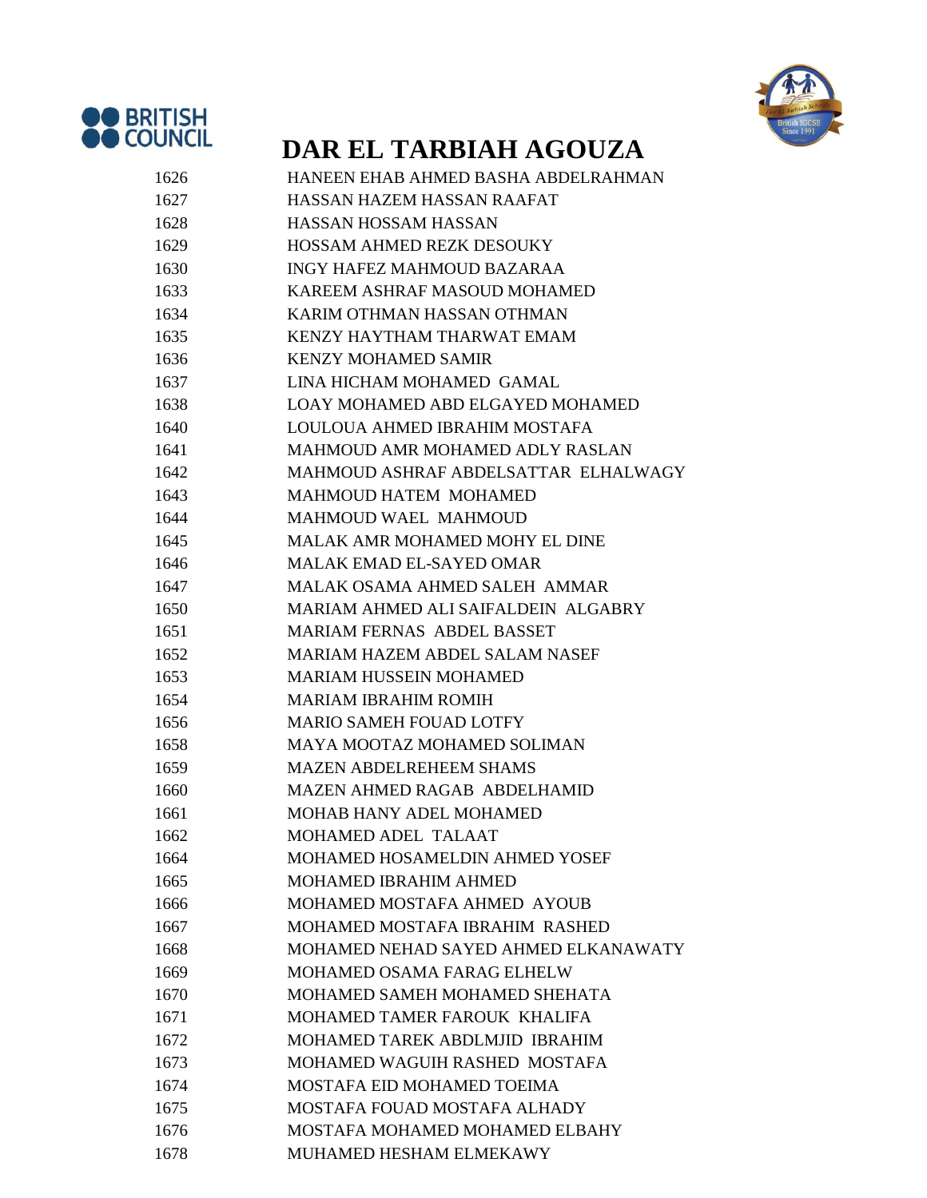BRITISH COUNCIL

# DAR EL TARBIAH AGOUZA

| | |
|---|---|
| 1626 | HANEEN EHAB AHMED BASHA ABDELRAHMAN |
| 1627 | HASSAN HAZEM HASSAN RAAFAT |
| 1628 | HASSAN HOSSAM HASSAN |
| 1629 | HOSSAM AHMED REZK DESOUKY |
| 1630 | INGY HAFEZ MAHMOUD BAZARAA |
| 1633 | KAREEM ASHRAF MASOUD MOHAMED |
| 1634 | KARIM OTHMAN HASSAN OTHMAN |
| 1635 | KENZY HAYTHAM THARWAT EMAM |
| 1636 | KENZY MOHAMED SAMIR |
| 1637 | LINA HICHAM MOHAMED GAMAL |
| 1638 | LOAY MOHAMED ABD ELGAYED MOHAMED |
| 1640 | LOULOUA AHMED IBRAHIM MOSTAFA |
| 1641 | MAHMOUD AMR MOHAMED ADLY RASLAN |
| 1642 | MAHMOUD ASHRAF ABDELSATTAR ELHALWAGY |
| 1643 | MAHMOUD HATEM MOHAMED |
| 1644 | MAHMOUD WAEL MAHMOUD |
| 1645 | MALAK AMR MOHAMED MOHY EL DINE |
| 1646 | MALAK EMAD EL-SAYED OMAR |
| 1647 | MALAK OSAMA AHMED SALEH AMMAR |
| 1650 | MARIAM AHMED ALI SAIFALDEIN ALGABRY |
| 1651 | MARIAM FERNAS ABDEL BASSET |
| 1652 | MARIAM HAZEM ABDEL SALAM NASEF |
| 1653 | MARIAM HUSSEIN MOHAMED |
| 1654 | MARIAM IBRAHIM ROMIH |
| 1656 | MARIO SAMEH FOUAD LOTFY |
| 1658 | MAYA MOOTAZ MOHAMED SOLIMAN |
| 1659 | MAZEN ABDELREHEEM SHAMS |
| 1660 | MAZEN AHMED RAGAB ABDELHAMID |
| 1661 | MOHAB HANY ADEL MOHAMED |
| 1662 | MOHAMED ADEL TALAAT |
| 1664 | MOHAMED HOSAMELDIN AHMED YOSEF |
| 1665 | MOHAMED IBRAHIM AHMED |
| 1666 | MOHAMED MOSTAFA AHMED AYOUB |
| 1667 | MOHAMED MOSTAFA IBRAHIM RASHED |
| 1668 | MOHAMED NEHAD SAYED AHMED ELKANAWATY |
| 1669 | MOHAMED OSAMA FARAG ELHELW |
| 1670 | MOHAMED SAMEH MOHAMED SHEHATA |
| 1671 | MOHAMED TAMER FAROUK KHALIFA |
| 1672 | MOHAMED TAREK ABDLMJID IBRAHIM |
| 1673 | MOHAMED WAGUIH RASHED MOSTAFA |
| 1674 | MOSTAFA EID MOHAMED TOEIMA |
| 1675 | MOSTAFA FOUAD MOSTAFA ALHADY |
| 1676 | MOSTAFA MOHAMED MOHAMED ELBAHY |
| 1678 | MUHAMED HESHAM ELMEKAWY |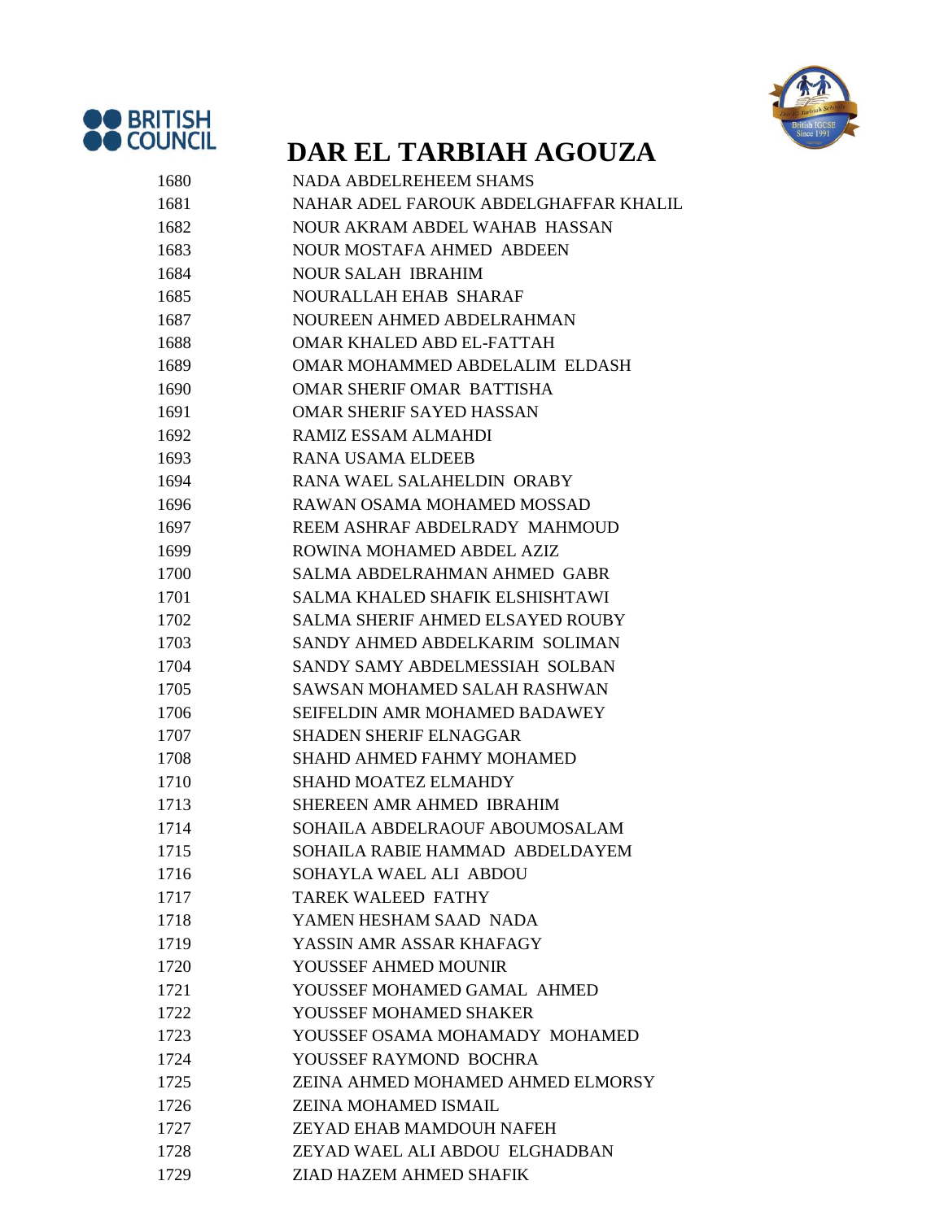BRITISH COUNCIL

# DAR EL TARBIAH AGOUZA

| | |
|---|---|
| 1680 | NADA ABDELREHEEM SHAMS |
| 1681 | NAHAR ADEL FAROUK ABDELGHAFFAR KHALIL |
| 1682 | NOUR AKRAM ABDEL WAHAB HASSAN |
| 1683 | NOUR MOSTAFA AHMED ABDEEN |
| 1684 | NOUR SALAH IBRAHIM |
| 1685 | NOURALLAH EHAB SHARAF |
| 1687 | NOUREEN AHMED ABDELRAHMAN |
| 1688 | OMAR KHALED ABD EL-FATTAH |
| 1689 | OMAR MOHAMMED ABDELALIM ELDASH |
| 1690 | OMAR SHERIF OMAR BATTISHA |
| 1691 | OMAR SHERIF SAYED HASSAN |
| 1692 | RAMIZ ESSAM ALMAHDI |
| 1693 | RANA USAMA ELDEEB |
| 1694 | RANA WAEL SALAHELDIN ORABY |
| 1696 | RAWAN OSAMA MOHAMED MOSSAD |
| 1697 | REEM ASHRAF ABDELRADY MAHMOUD |
| 1699 | ROWINA MOHAMED ABDEL AZIZ |
| 1700 | SALMA ABDELRAHMAN AHMED GABR |
| 1701 | SALMA KHALED SHAFIK ELSHISHTAWI |
| 1702 | SALMA SHERIF AHMED ELSAYED ROUBY |
| 1703 | SANDY AHMED ABDELKARIM SOLIMAN |
| 1704 | SANDY SAMY ABDELMESSIAH SOLBAN |
| 1705 | SAWSAN MOHAMED SALAH RASHWAN |
| 1706 | SEIFELDIN AMR MOHAMED BADAWEY |
| 1707 | SHADEN SHERIF ELNAGGAR |
| 1708 | SHAHD AHMED FAHMY MOHAMED |
| 1710 | SHAHD MOATEZ ELMAHDY |
| 1713 | SHEREEN AMR AHMED IBRAHIM |
| 1714 | SOHAILA ABDELRAOUF ABOUMOSALAM |
| 1715 | SOHAILA RABIE HAMMAD ABDELDAYEM |
| 1716 | SOHAYLA WAEL ALI ABDOU |
| 1717 | TAREK WALEED FATHY |
| 1718 | YAMEN HESHAM SAAD NADA |
| 1719 | YASSIN AMR ASSAR KHAFAGY |
| 1720 | YOUSSEF AHMED MOUNIR |
| 1721 | YOUSSEF MOHAMED GAMAL AHMED |
| 1722 | YOUSSEF MOHAMED SHAKER |
| 1723 | YOUSSEF OSAMA MOHAMADY MOHAMED |
| 1724 | YOUSSEF RAYMOND BOCHRA |
| 1725 | ZEINA AHMED MOHAMED AHMED ELMORSY |
| 1726 | ZEINA MOHAMED ISMAIL |
| 1727 | ZEYAD EHAB MAMDOUH NAFEH |
| 1728 | ZEYAD WAEL ALI ABDOU ELGHADBAN |
| 1729 | ZIAD HAZEM AHMED SHAFIK |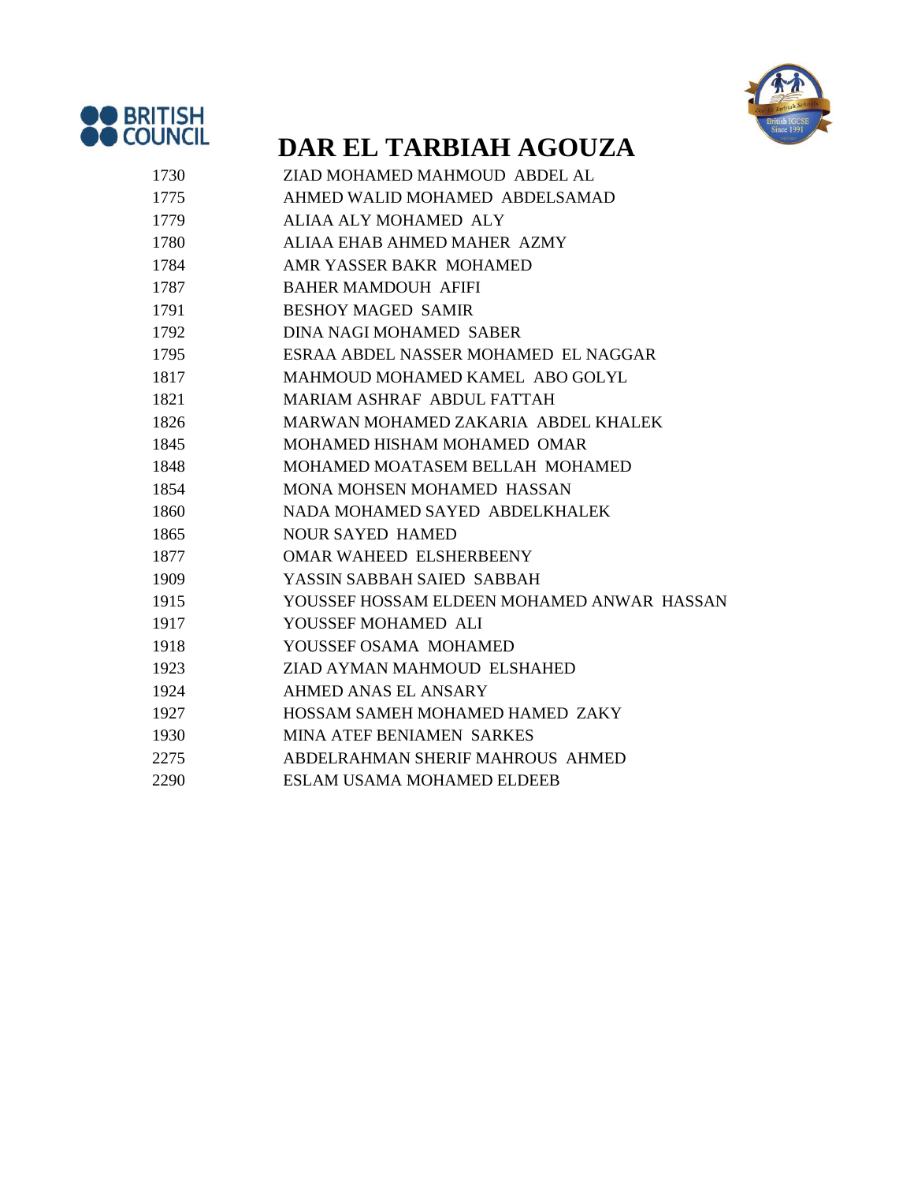# DAR EL TARBIAH AGOUZA

| | |
|---|---|
| 1730 | ZIAD MOHAMED MAHMOUD ABDEL AL |
| 1775 | AHMED WALID MOHAMED ABDELSAMAD |
| 1779 | ALIAA ALY MOHAMED ALY |
| 1780 | ALIAA EHAB AHMED MAHER AZMY |
| 1784 | AMR YASSER BAKR MOHAMED |
| 1787 | BAHER MAMDOUH AFIFI |
| 1791 | BESHOY MAGED SAMIR |
| 1792 | DINA NAGI MOHAMED SABER |
| 1795 | ESRAA ABDEL NASSER MOHAMED EL NAGGAR |
| 1817 | MAHMOUD MOHAMED KAMEL ABO GOLYL |
| 1821 | MARIAM ASHRAF ABDUL FATTAH |
| 1826 | MARWAN MOHAMED ZAKARIA ABDEL KHALEK |
| 1845 | MOHAMED HISHAM MOHAMED OMAR |
| 1848 | MOHAMED MOATASEM BELLAH MOHAMED |
| 1854 | MONA MOHSEN MOHAMED HASSAN |
| 1860 | NADA MOHAMED SAYED ABDELKHALEK |
| 1865 | NOUR SAYED HAMED |
| 1877 | OMAR WAHEED ELSHERBEENY |
| 1909 | YASSIN SABBAH SAIED SABBAH |
| 1915 | YOUSSEF HOSSAM ELDEEN MOHAMED ANWAR HASSAN |
| 1917 | YOUSSEF MOHAMED ALI |
| 1918 | YOUSSEF OSAMA MOHAMED |
| 1923 | ZIAD AYMAN MAHMOUD ELSHAHED |
| 1924 | AHMED ANAS EL ANSARY |
| 1927 | HOSSAM SAMEH MOHAMED HAMED ZAKY |
| 1930 | MINA ATEF BENIAMEN SARKES |
| 2275 | ABDELRAHMAN SHERIF MAHROUS AHMED |
| 2290 | ESLAM USAMA MOHAMED ELDEEB |